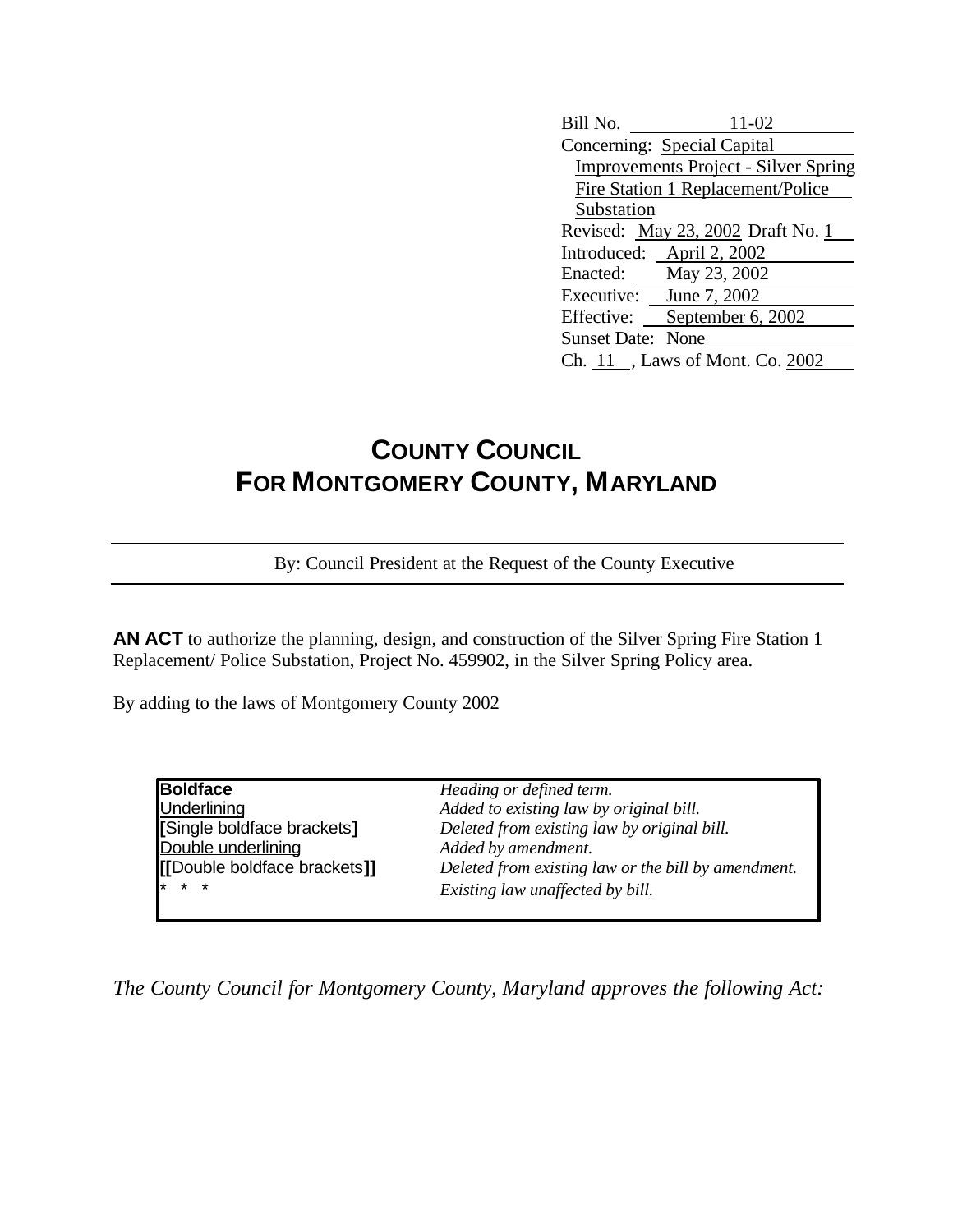Bill No. 11-02
Concerning: Special Capital Improvements Project - Silver Spring Fire Station 1 Replacement/Police Substation
Revised: May 23, 2002 Draft No. 1
Introduced: April 2, 2002
Enacted: May 23, 2002
Executive: June 7, 2002
Effective: September 6, 2002
Sunset Date: None
Ch. 11 , Laws of Mont. Co. 2002

# COUNTY COUNCIL
# FOR MONTGOMERY COUNTY, MARYLAND

By: Council President at the Request of the County Executive

**AN ACT** to authorize the planning, design, and construction of the Silver Spring Fire Station 1 Replacement/ Police Substation, Project No. 459902, in the Silver Spring Policy area.

By adding to the laws of Montgomery County 2002

| | |
|---|---|
| **Boldface** | *Heading or defined term.* |
| Underlining | *Added to existing law by original bill.* |
| **[**Single boldface brackets**]** | *Deleted from existing law by original bill.* |
| Double underlining | *Added by amendment.* |
| **[[**Double boldface brackets**]]** | *Deleted from existing law or the bill by amendment.* |
| * * * | *Existing law unaffected by bill.* |

*The County Council for Montgomery County, Maryland approves the following Act:*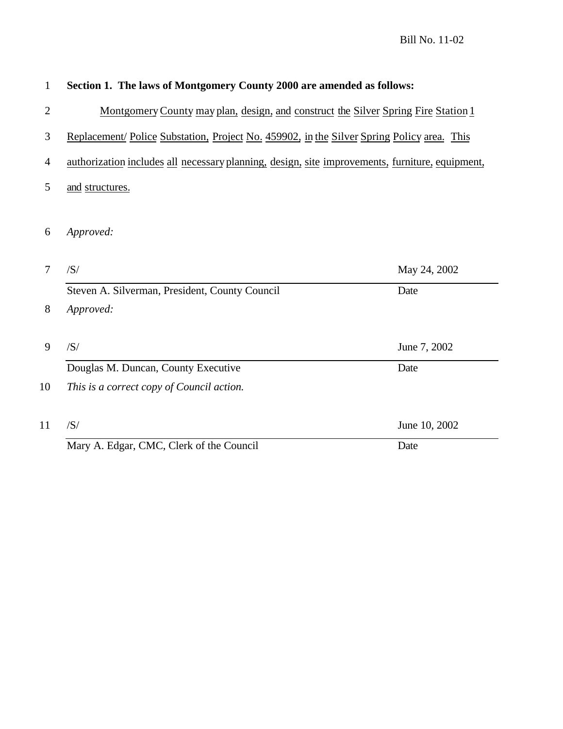**Section 1. The laws of Montgomery County 2000 are amended as follows:**

Montgomery County may plan, design, and construct the Silver Spring Fire Station 1 Replacement/ Police Substation, Project No. 459902, in the Silver Spring Policy area. This authorization includes all necessary planning, design, site improvements, furniture, equipment, and structures.

*Approved:*

/S/ — May 24, 2002

Steven A. Silverman, President, County Council — Date

*Approved:*

/S/ — June 7, 2002

Douglas M. Duncan, County Executive — Date

*This is a correct copy of Council action.*

/S/ — June 10, 2002

Mary A. Edgar, CMC, Clerk of the Council — Date